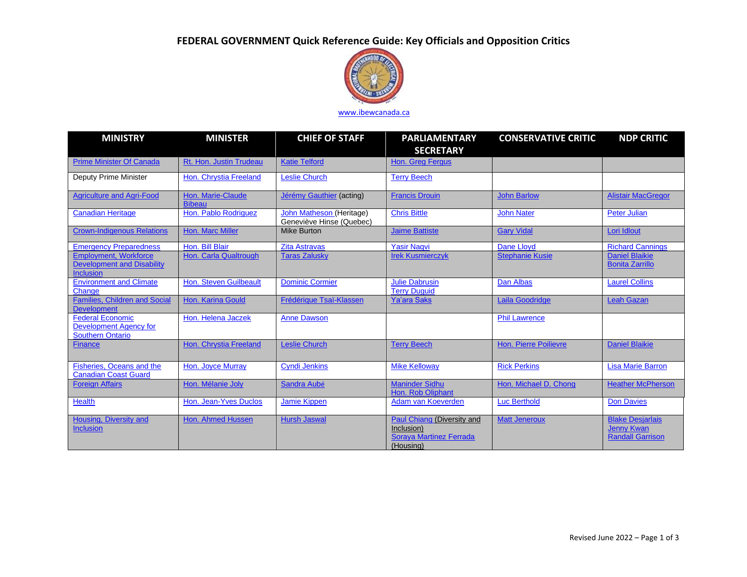# FEDERAL GOVERNMENT Quick Reference Guide: Key Officials and Opposition Critics

www.ibewcanada.ca

| MINISTRY | MINISTER | CHIEF OF STAFF | PARLIAMENTARY SECRETARY | CONSERVATIVE CRITIC | NDP CRITIC |
|---|---|---|---|---|---|
| Prime Minister Of Canada | Rt. Hon. Justin Trudeau | Katie Telford | Hon. Greg Fergus | | |
| Deputy Prime Minister | Hon. Chrystia Freeland | Leslie Church | Terry Beech | | |
| Agriculture and Agri-Food | Hon. Marie-Claude Bibeau | Jérémy Gauthier (acting) | Francis Drouin | John Barlow | Alistair MacGregor |
| Canadian Heritage | Hon. Pablo Rodriguez | John Matheson (Heritage)<br>Geneviève Hinse (Quebec) | Chris Bittle | John Nater | Peter Julian |
| Crown-Indigenous Relations | Hon. Marc Miller | Mike Burton | Jaime Battiste | Gary Vidal | Lori Idlout |
| Emergency Preparedness | Hon. Bill Blair | Zita Astravas | Yasir Naqvi | Dane Lloyd | Richard Cannings |
| Employment, Workforce Development and Disability Inclusion | Hon. Carla Qualtrough | Taras Zalusky | Irek Kusmierczyk | Stephanie Kusie | Daniel Blaikie<br>Bonita Zarrillo |
| Environment and Climate Change | Hon. Steven Guilbeault | Dominic Cormier | Julie Dabrusin<br>Terry Duguid | Dan Albas | Laurel Collins |
| Families, Children and Social Development | Hon. Karina Gould | Frédérique Tsaï-Klassen | Ya'ara Saks | Laila Goodridge | Leah Gazan |
| Federal Economic Development Agency for Southern Ontario | Hon. Helena Jaczek | Anne Dawson | | Phil Lawrence | |
| Finance | Hon. Chrystia Freeland | Leslie Church | Terry Beech | Hon. Pierre Poilievre | Daniel Blaikie |
| Fisheries, Oceans and the Canadian Coast Guard | Hon. Joyce Murray | Cyndi Jenkins | Mike Kelloway | Rick Perkins | Lisa Marie Barron |
| Foreign Affairs | Hon. Mélanie Joly | Sandra Aubé | Maninder Sidhu<br>Hon. Rob Oliphant | Hon. Michael D. Chong | Heather McPherson |
| Health | Hon. Jean-Yves Duclos | Jamie Kippen | Adam van Koeverden | Luc Berthold | Don Davies |
| Housing, Diversity and Inclusion | Hon. Ahmed Hussen | Hursh Jaswal | Paul Chiang (Diversity and Inclusion)<br>Soraya Martinez Ferrada (Housing) | Matt Jeneroux | Blake Desjarlais<br>Jenny Kwan<br>Randall Garrison |

Revised June 2022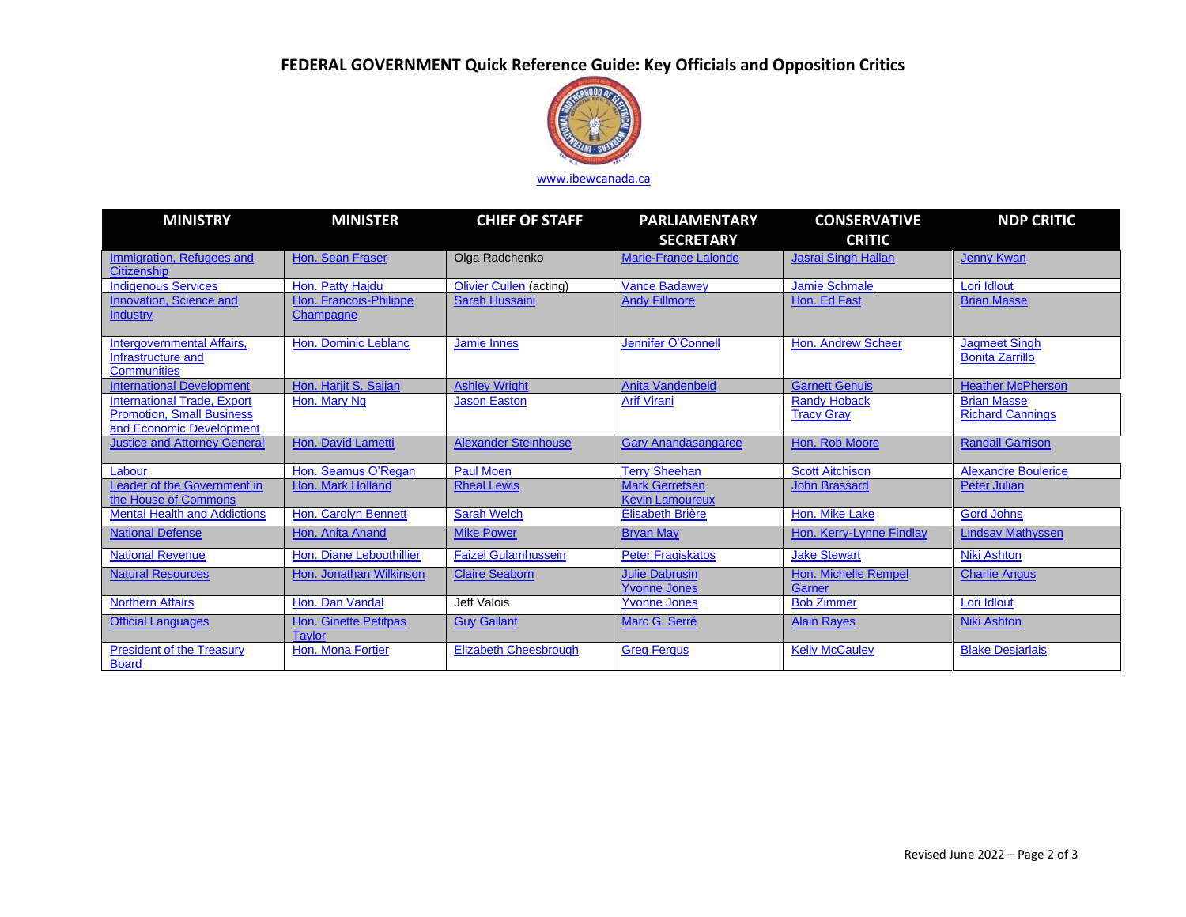# FEDERAL GOVERNMENT Quick Reference Guide: Key Officials and Opposition Critics

www.ibewcanada.ca

| MINISTRY | MINISTER | CHIEF OF STAFF | PARLIAMENTARY SECRETARY | CONSERVATIVE CRITIC | NDP CRITIC |
|---|---|---|---|---|---|
| Immigration, Refugees and Citizenship | Hon. Sean Fraser | Olga Radchenko | Marie-France Lalonde | Jasraj Singh Hallan | Jenny Kwan |
| Indigenous Services | Hon. Patty Hajdu | Olivier Cullen (acting) | Vance Badawey | Jamie Schmale | Lori Idlout |
| Innovation, Science and Industry | Hon. Francois-Philippe Champagne | Sarah Hussaini | Andy Fillmore | Hon. Ed Fast | Brian Masse |
| Intergovernmental Affairs, Infrastructure and Communities | Hon. Dominic Leblanc | Jamie Innes | Jennifer O'Connell | Hon. Andrew Scheer | Jagmeet Singh<br>Bonita Zarrillo |
| International Development | Hon. Harjit S. Sajjan | Ashley Wright | Anita Vandenbeld | Garnett Genuis | Heather McPherson |
| International Trade, Export Promotion, Small Business and Economic Development | Hon. Mary Ng | Jason Easton | Arif Virani | Randy Hoback<br>Tracy Gray | Brian Masse<br>Richard Cannings |
| Justice and Attorney General | Hon. David Lametti | Alexander Steinhouse | Gary Anandasangaree | Hon. Rob Moore | Randall Garrison |
| Labour | Hon. Seamus O'Regan | Paul Moen | Terry Sheehan | Scott Aitchison | Alexandre Boulerice |
| Leader of the Government in the House of Commons | Hon. Mark Holland | Rheal Lewis | Mark Gerretsen<br>Kevin Lamoureux | John Brassard | Peter Julian |
| Mental Health and Addictions | Hon. Carolyn Bennett | Sarah Welch | Élisabeth Brière | Hon. Mike Lake | Gord Johns |
| National Defense | Hon. Anita Anand | Mike Power | Bryan May | Hon. Kerry-Lynne Findlay | Lindsay Mathyssen |
| National Revenue | Hon. Diane Lebouthillier | Faizel Gulamhussein | Peter Fragiskatos | Jake Stewart | Niki Ashton |
| Natural Resources | Hon. Jonathan Wilkinson | Claire Seaborn | Julie Dabrusin<br>Yvonne Jones | Hon. Michelle Rempel Garner | Charlie Angus |
| Northern Affairs | Hon. Dan Vandal | Jeff Valois | Yvonne Jones | Bob Zimmer | Lori Idlout |
| Official Languages | Hon. Ginette Petitpas Taylor | Guy Gallant | Marc G. Serré | Alain Rayes | Niki Ashton |
| President of the Treasury Board | Hon. Mona Fortier | Elizabeth Cheesbrough | Greg Fergus | Kelly McCauley | Blake Desjarlais |

Revised June 2022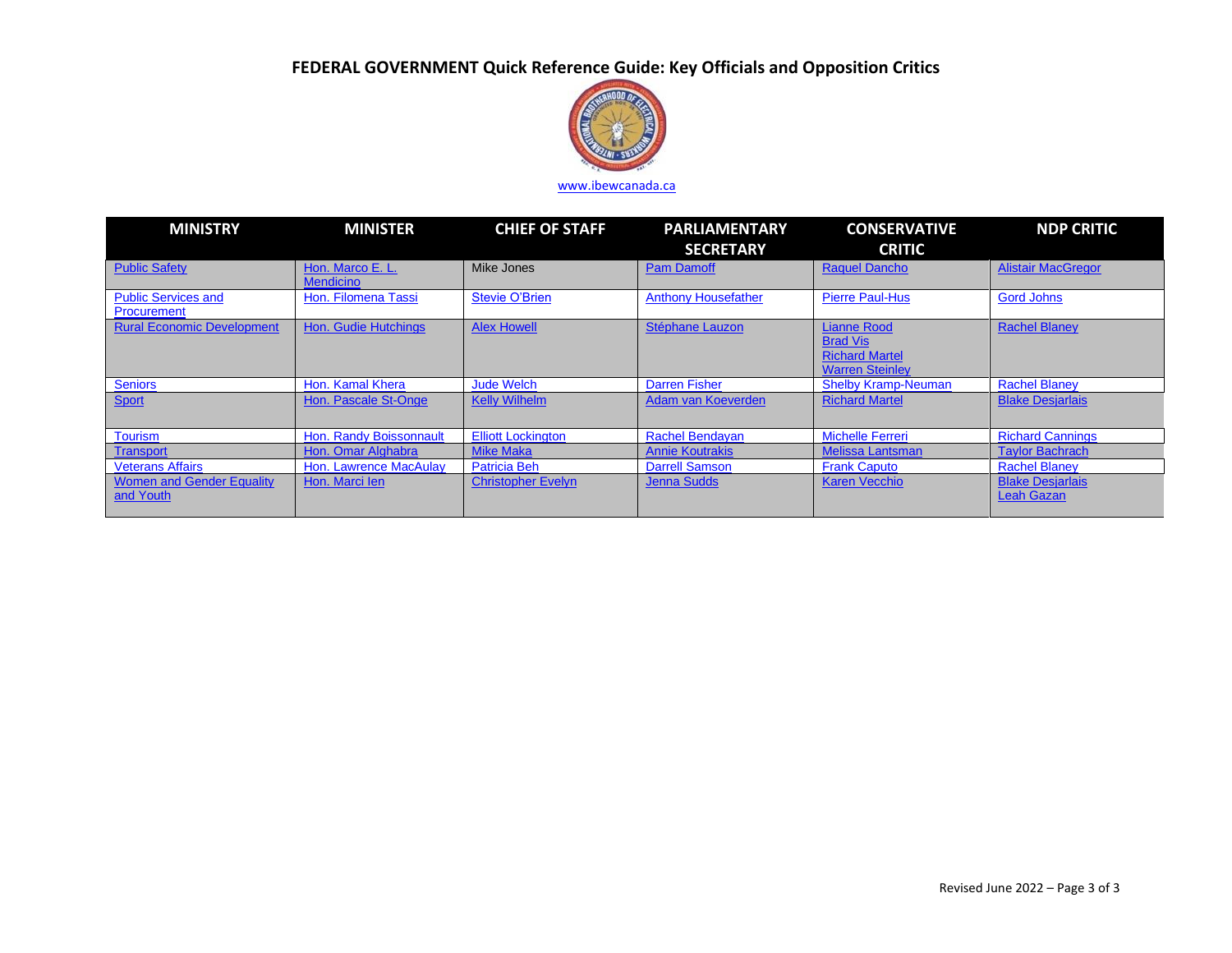# FEDERAL GOVERNMENT Quick Reference Guide: Key Officials and Opposition Critics

www.ibewcanada.ca

| MINISTRY | MINISTER | CHIEF OF STAFF | PARLIAMENTARY SECRETARY | CONSERVATIVE CRITIC | NDP CRITIC |
|---|---|---|---|---|---|
| Public Safety | Hon. Marco E. L. Mendicino | Mike Jones | Pam Damoff | Raquel Dancho | Alistair MacGregor |
| Public Services and Procurement | Hon. Filomena Tassi | Stevie O'Brien | Anthony Housefather | Pierre Paul-Hus | Gord Johns |
| Rural Economic Development | Hon. Gudie Hutchings | Alex Howell | Stéphane Lauzon | Lianne Rood<br>Brad Vis<br>Richard Martel<br>Warren Steinley | Rachel Blaney |
| Seniors | Hon. Kamal Khera | Jude Welch | Darren Fisher | Shelby Kramp-Neuman | Rachel Blaney |
| Sport | Hon. Pascale St-Onge | Kelly Wilhelm | Adam van Koeverden | Richard Martel | Blake Desjarlais |
| Tourism | Hon. Randy Boissonnault | Elliott Lockington | Rachel Bendayan | Michelle Ferreri | Richard Cannings |
| Transport | Hon. Omar Alghabra | Mike Maka | Annie Koutrakis | Melissa Lantsman | Taylor Bachrach |
| Veterans Affairs | Hon. Lawrence MacAulay | Patricia Beh | Darrell Samson | Frank Caputo | Rachel Blaney |
| Women and Gender Equality and Youth | Hon. Marci Ien | Christopher Evelyn | Jenna Sudds | Karen Vecchio | Blake Desjarlais<br>Leah Gazan |

Revised June 2022